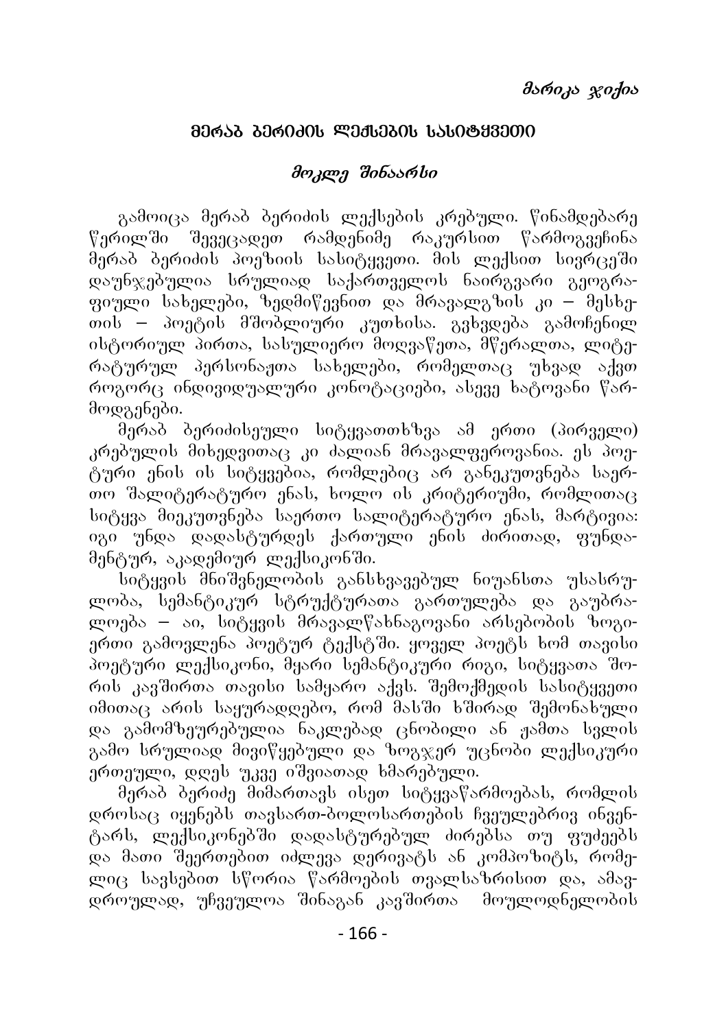*მარიკა ჯიქია*

## მერაბ ბერიძის ლექსების სასიტყვეთი

### *მოკლე შინაარსი*

გამოიცა მერაბ ბერიძის ლექსების კრებული. წინამდებარე წერილში შევეცადეთ რამდენიმე რაკურსით წარმოგვეჩინა მერაბ ბერიძის პოეზიის სასიტყვეთი. მის ლექსით სივრცეში დაუნჯებულია სრულიად საქართველოს ნაირგვარი გეოგრაფიული სახელები, ზედმიწევნით და მრავალგზის კი – მესხეთის – პოეტის მშობლიური კუთხისა. გვხვდება გამოჩენილ ისტორიულ პირთა, სასულიერო მოღვაწეთა, მწერალთა, ლიტერატურულ პერსონაჟთა სახელები, რომელთაც უხვად აქვთ როგორც ინდივიდუალური კონოტაციები, ასევე ხატოვანი წარმოდგენები.

მერაბ ბერიძისეული სიტყვათთხზვა ამ ერთი (პირველი) კრებულის მიხედვითაც კი ძალიან მრავალფეროვანია. ეს პოეტური ენის ის სიტყვებია, რომლებიც არ განეკუთვნება საერთო შალიტერატურო ენას, ხოლო ის კრიტერიუმი, რომლითაც სიტყვა მიეკუთვნება საერთო სალიტერატურო ენას, მარტივია: იგი უნდა დადასტურდეს ქართული ენის ძირითად, ფუნდამენტურ, აკადემიურ ლექსიკონში.

სიტყვის მნიშვნელობის განსხვავებულ ნიუანსთა უსასრულობა, სემანტიკურ სტრუქტურათა გართულება და გაუბრალოება – აი, სიტყვის მრავალწახნაგოვანი არსებობის ზოგიერთი გამოვლენა პოეტურ ტექსტში. ყოველ პოეტს ხომ თავისი პოეტური ლექსიკონი, მყარი სემანტიკური რიგი, სიტყვათა შორის კავშირთა თავისი სამყარო აქვს. შემოქმედის სასიტყვეთი იმითაც არის საყურადღებო, რომ მასში ხშირად შემონახული და გამომზეურებულია ნაკლებად ცნობილი ან ჟამთა სვლის გამო სრულიად მივიწყებული და ზოგჯერ უცნობი ლექსიკური ერთეული, დღეს უკვე იშვიათად ხმარებული.

მერაბ ბერიძე მიმართავს ისეთ სიტყვაწარმოებას, რომლის დროსაც იყენებს თავსართ-ბოლოსართების ჩვეულებრივ ინვენტარს, ლექსიკონებში დადასტურებულ ძირებსა თუ ფუძეებს და მათი შეერთებით იძლევა დერივატს ან კომპოზიტს, რომელიც სავსებით სწორია წარმოების თვალსაზრისით და, ამავდროულად, უჩვეულოა შინაგან კავშირთა მოულოდნელობის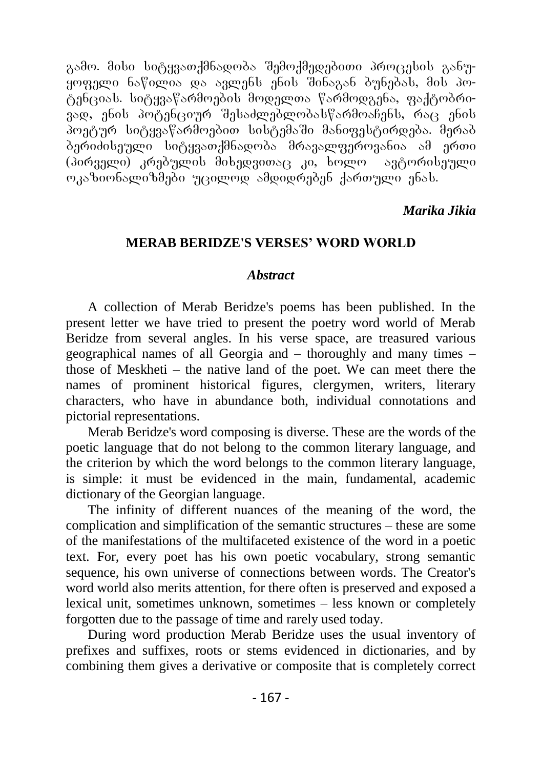გამო. მისი სიტყვათქმნადობა შემოქმედებითი პროცესის განუყოფელი ნაწილია და ავლენს ენის შინაგან ბუნებას, მის პოტენციას. სიტყვაწარმოების მოდელთა წარმოდგენა, ფაქტობრივად, ენის პოტენციურ შესაძლებლობასწარმოაჩენს, რაც ენის პოეტურ სიტყვაწარმოებით სისტემაში მანიფესტირდება. მერაბ ბერიძისეული სიტყვათქმნადობა მრავალფეროვანია ამ ერთი (პირველი) კრებულის მიხედვითაც კი, ხოლო ავტორისეული ოკაზიონალიზმები უცილოდ ამდიდრებენ ქართულ ენას.

*Marika Jikia*

## MERAB BERIDZE'S VERSES' WORD WORLD

### *Abstract*

A collection of Merab Beridze's poems has been published. In the present letter we have tried to present the poetry word world of Merab Beridze from several angles. In his verse space, are treasured various geographical names of all Georgia and – thoroughly and many times – those of Meskheti – the native land of the poet. We can meet there the names of prominent historical figures, clergymen, writers, literary characters, who have in abundance both, individual connotations and pictorial representations.

Merab Beridze's word composing is diverse. These are the words of the poetic language that do not belong to the common literary language, and the criterion by which the word belongs to the common literary language, is simple: it must be evidenced in the main, fundamental, academic dictionary of the Georgian language.

The infinity of different nuances of the meaning of the word, the complication and simplification of the semantic structures – these are some of the manifestations of the multifaceted existence of the word in a poetic text. For, every poet has his own poetic vocabulary, strong semantic sequence, his own universe of connections between words. The Creator's word world also merits attention, for there often is preserved and exposed a lexical unit, sometimes unknown, sometimes – less known or completely forgotten due to the passage of time and rarely used today.

During word production Merab Beridze uses the usual inventory of prefixes and suffixes, roots or stems evidenced in dictionaries, and by combining them gives a derivative or composite that is completely correct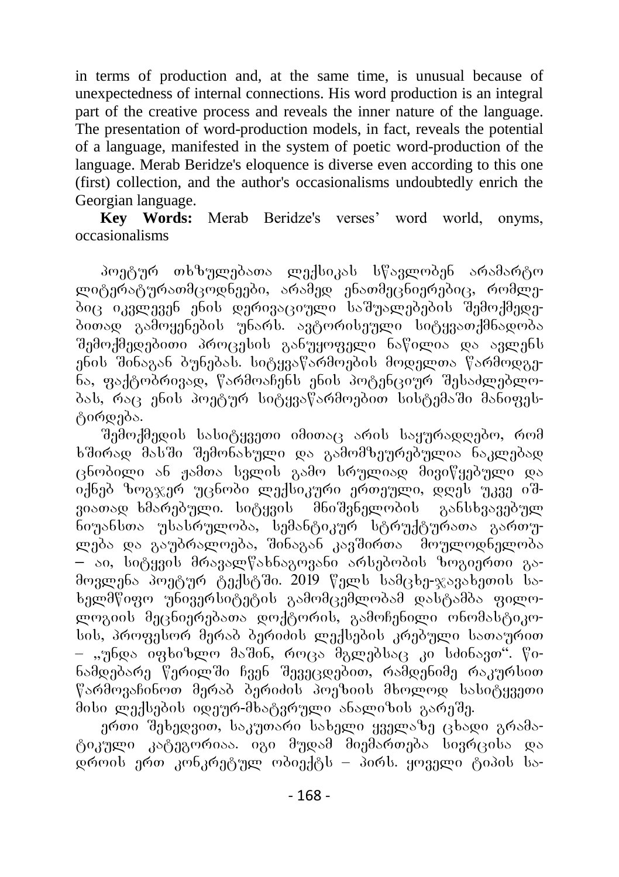in terms of production and, at the same time, is unusual because of unexpectedness of internal connections. His word production is an integral part of the creative process and reveals the inner nature of the language. The presentation of word-production models, in fact, reveals the potential of a language, manifested in the system of poetic word-production of the language. Merab Beridze's eloquence is diverse even according to this one (first) collection, and the author's occasionalisms undoubtedly enrich the Georgian language.

**Key Words:** Merab Beridze's verses' word world, onyms, occasionalisms

პოეტურ თხზულებათა ლექსიკას სწავლობენ არამარტო ლიტერატურათმცოდნეები, არამედ ენათმეცნიერებიც, რომლებიც იკვლევენ ენის დერივაციული საშუალებების შემოქმედებითად გამოყენების უნარს. ავტორისეული სიტყვათქმნადობა შემოქმედებითი პროცესის განუყოფელი ნაწილია და ავლენს ენის შინაგან ბუნებას. სიტყვაწარმოების მოდელთა წარმოდგენა, ფაქტობრივად, წარმოაჩენს ენის პოტენციურ შესაძლებლობას, რაც ენის პოეტურ სიტყვაწარმოებით სისტემაში მანიფესტირდება.

შემოქმედის სასიტყვეთი იმითაც არის საყურადღებო, რომ ხშირად მასში შემონახული და გამომზეურებულია ნაკლებად ცნობილი ან ჟამთა სვლის გამო სრულიად მივიწყებული და იქნებ ზოგჯერ უცნობი ლექსიკური ერთეული, დღეს უკვე იშვიათად ხმარებული. სიტყვის მნიშვნელობის განსხვავებულ ნიუანსთა უსასრულობა, სემანტიკურ სტრუქტურათა გართულება და გაუბრალოება, შინაგან კავშირთა მოულოდნელობა – აი, სიტყვის მრავალწახნაგოვანი არსებობის ზოგიერთი გამოვლენა პოეტურ ტექსტში. 2019 წელს სამცხე-ჯავახეთის სახელმწიფო უნივერსიტეტის გამომცემლობამ დასტამბა ფილოლოგიის მეცნიერებათა დოქტორის, გამოჩენილი ონომასტიკოსის, პროფესორ მერაბ ბერიძის ლექსების კრებული სათაურით – „უნდა იფხიზლო მაშინ, როცა მგლებსაც კი სძინავთ". წინამდებარე წერილში ჩვენ შევეცდებით, რამდენიმე რაკურსით წარმოვაჩინოთ მერაბ ბერიძის პოეზიის მხოლოდ სასიტყვეთი მისი ლექსების იდეურ-მხატვრული ანალიზის გარეშე.

ერთი შეხედვით, საკუთარი სახელი ყველაზე ცხადი გრამატიკული კატეგორიაა. იგი მუდამ მიემართება სივრცისა და დროის ერთ კონკრეტულ ობიექტს – პირს. ყოველი ტიპის სა-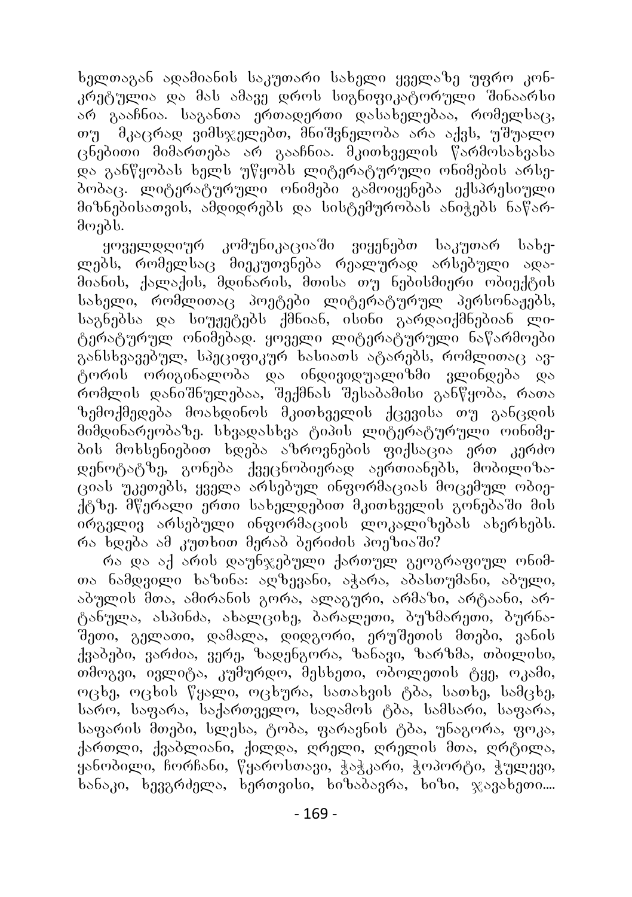ხელთაგან ადამიანის საკუთარი სახელი ყველაზე უფრო კონკრეტულია და მას ამავე დროს სიგნიფიკატორული შინაარსი არ გააჩნია. საგანთა ერთადერთი დასახელებაა, რომელსაც, თუ მკაცრად ვიმსჯელებთ, მნიშვნელობა არა აქვს, უშუალო ცნებითი მიმართება არ გააჩნია. მკითხველის წარმოსახვასა და განწყობას ხელს უწყობს ლიტერატურული ონიმების არსებობაც. ლიტერატურული ონიმები გამოიყენება ექსპრესიული მიზნებისათვის, ამდიდრებს და სისტემურობას ანიჭებს ნაწარმოებს.

ყოველდღიურ კომუნიკაციაში ვიყენებთ საკუთარ სახელებს, რომელსაც მიეკუთვნება რეალურად არსებული ადამიანის, ქალაქის, მდინარის, მთისა თუ ნებისმიერი ობიექტის სახელი, რომლითაც პოეტები ლიტერატურულ პერსონაჟებს, საგნებსა და სიუჟეტებს ქმნიან, ისინი გარდაიქმნებიან ლიტერატურულ ონიმებად. ყოველი ლიტერატურული ნაწარმოები განსხვავებულ, სპეციფიკურ ხასიათს ატარებს, რომლითაც ავტორის ორიგინალობა და ინდივიდუალიზმი ვლინდება და რომლის დანიშნულებაა, შექმნას შესაბამისი განწყობა, რათა ზემოქმედება მოახდინოს მკითხველის ქცევისა თუ განცდის მიმდინარეობაზე. სხვადასხვა ტიპის ლიტერატურული ოინიმების მოხსენიებით ხდება აზროვნების ფიქსაცია ერთ კერძო დენოტატზე, გონება ქვეცნობიერად აერთიანებს, მობილიზაციას უკეთებს, ყველა არსებულ ინფორმაციას მოცემულ ობიექტზე. მწერალი ერთი სახელდებით მკითხველის გონებაში მის ირგვლივ არსებული ინფორმაციის ლოკალიზებას ახერხებს. რა ხდება ამ კუთხით მერაბ ბერიძის პოეზიაში?

რა და აქ არის დაუნჯებული ქართულ გეოგრაფიულ ონიმთა ნამდვილი ხაზინა: აღზევანი, აჭარა, აბასთუმანი, აბული, აბულის მთა, ამირანის გორა, ალაგური, არმაზი, არტაანი, არტანულა, ასპინძა, ახალციხე, ბარალეთი, ბუზმარეთი, ბურნაშეთი, გელათი, დამალა, დიდგორი, ერუშეთის მთები, ვანის ქვაბები, ვარძია, ვერე, ზადენგორა, ზანავი, ზარზმა, თბილისი, თმოგვი, ივლიტა, კუმურდო, მესხეთი, ობოლეთის ტყე, ოკამი, ოცხე, ოცხის წყალი, ოცხურა, სათახვის ტბა, სათხე, სამცხე, საროფ, საფარა, საქართველო, საღამოს ტბა, სამსარი, საფარა, საფარის მთები, სლესა, ტობა, ფარავნის ტბა, უნაგორა, ფოკა, ქართლი, ქვაბლიანი, ქილდა, ღრელი, ღრელის მთა, ღრტილა, ყანობილი, ჩორჩანი, წყაროსთავი, ჭაჭკარი, ჭოპორტი, ჭულევი, ხანაკი, ხევგრძელა, ხერთვისი, ხიზაბავრა, ხიზი, ჯავახეთი....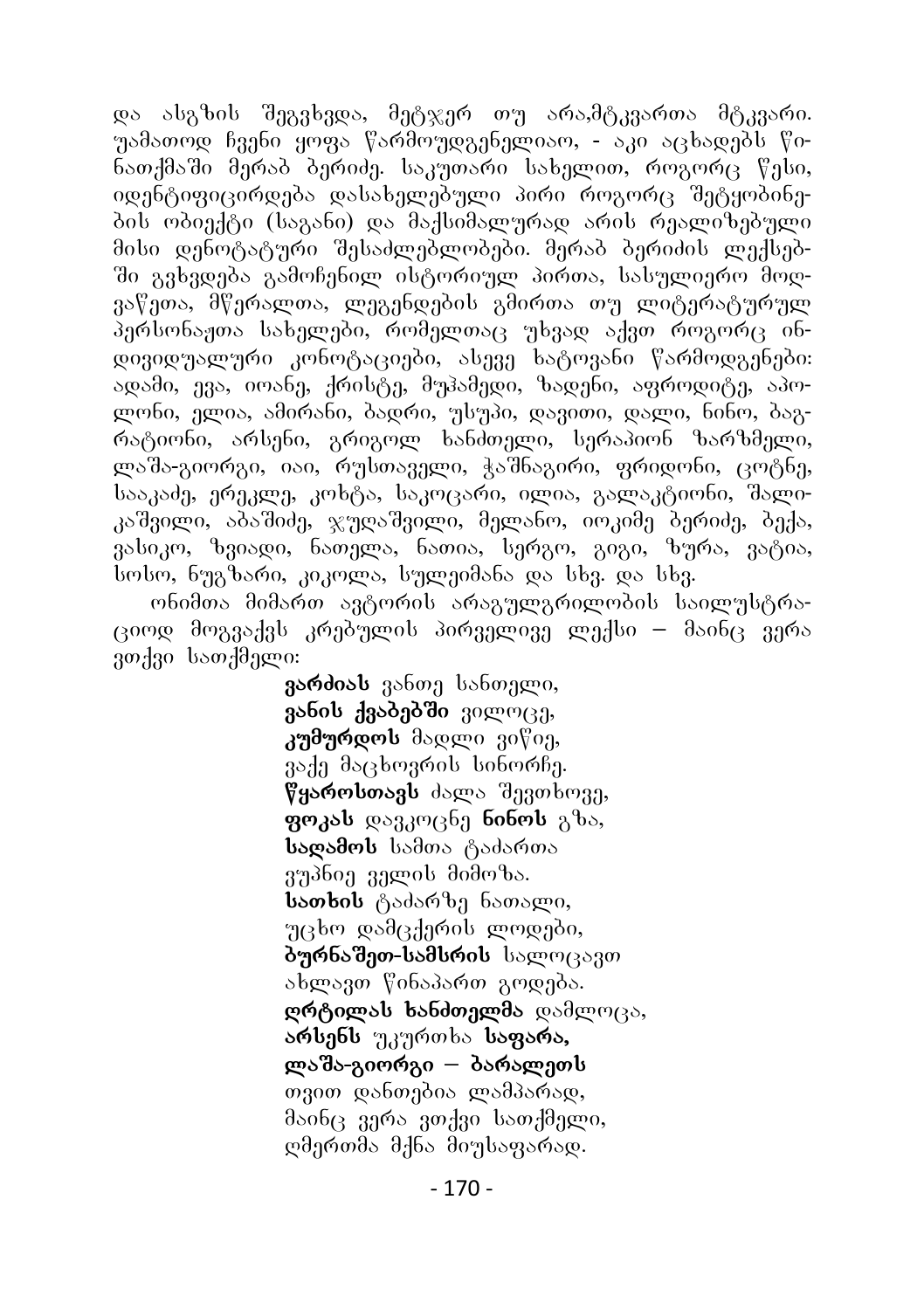და ასგზის შეგვხვდა, მეტჯერ თუ არა,მტკვართა მტკვარი. უამათოდ ჩვენი ყოფა წარმოუდგენელიაო, - აკი აცხადებს წინათქმაში მერაბ ბერიძე. საკუთარი სახელით, როგორც წესი, იდენტიფიცირდება დასახელებული პირი როგორც შეტყობინების ობიექტი (საგანი) და მაქსიმალურად არის რეალიზებული მისი დენოტატური შესაძლებლობები. მერაბ ბერიძის ლექსებში გვხვდება გამოჩენილ ისტორიულ პირთა, სასულიერო მოღვაწეთა, მწერალთა, ლეგენდების გმირთა თუ ლიტერატურულ პერსონაჟთა სახელები, რომელთაც უხვად აქვთ როგორც ინდივიდუალური კონოტაციები, ასევე ხატოვანი წარმოდგენები: ადამი, ევა, იოანე, ქრისტე, მუჰამედი, ზადენი, აფროდიტე, აპოლონი, ელია, ამირანი, ბადრი, უსუპი, დავითი, დალი, ნინო, ბაგრატიონი, არსენი, გრიგოლ ხანძთელი, სერაპიონ ზარზმელი, ლაშა-გიორგი, იაი, რუსთაველი, ჭაშნაგირი, ფრიდონი, ცოტნე, საააძე, ერეკლე, კოხტა, საკოცარი, ილია, გალაკტიონი, შალიკაშვილი, აბაშიძე, ჯუღაშვილი, მელანო, იოკიმე ბერიძე, ბექა, ვასიკო, ზვიადი, ნათელა, ნათია, სერგო, გიგი, ზურა, ვატია, სოსო, ნუგზარი, კიკოლა, სულეიმანა და სხვ. და სხვ.

ონიმთა მიმართ ავტორის არაგულგრილობის საილუსტრაციოდ მოგვაქვს კრებულის პირველივე ლექსი – მაინც ვერა ვთქვი სათქმელი:

> **ვარძიას** ვანთე სანთელი,
> **ვანის ქვაბებში** ვილოცე,
> **კუმურდოს** მადლი ვიწიე,
> ვაქე მაცხოვრის სინორჩე.
> **წყაროსთავს** ძალა შევთხოვე,
> **ფოკას** დავკოცნე **ნინოს** გზა,
> **საღამოს** სამთა ტაძართა
> ვუპნიე ველის მიმოზა.
> **სათხის** ტაძარზე ნათალი,
> უცხო დამცქერის ლოდები,
> **ბურნაშეთ-სამსრის** სალოცავთ
> ახლავთ წინაპართ გოდება.
> **ღრტილას ხანძთელმა** დამლოცა,
> **არსენს** უკურთხა **საფარა,**
> **ლაშა-გიორგი – ბარალეთს**
> თვით დანთებია ლამპარად,
> მაინც ვერა ვთქვი სათქმელი,
> ღმერთმა მქნა მიუსაფარად.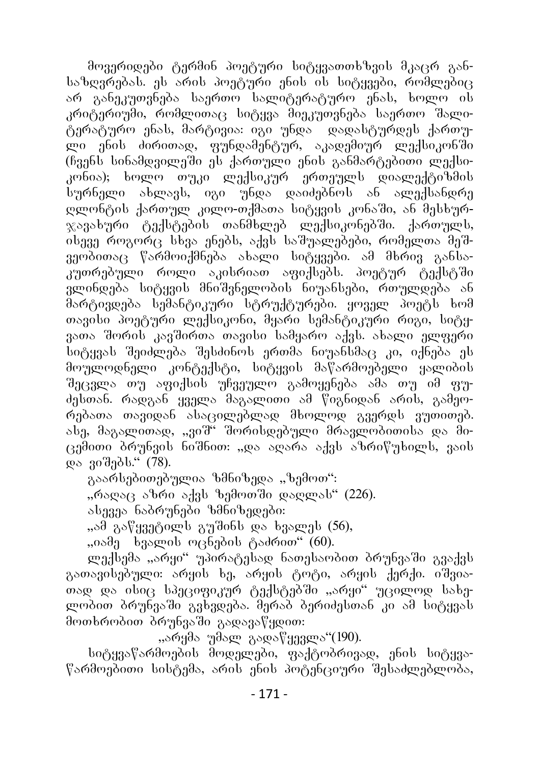მოვერიდები ტერმინ პოეტური სიტყვათთხზვის მკაცრ განსაზღვრებას. ეს არის პოეტური ენის ის სიტყვები, რომლებიც არ განეკუთვნება საერთო სალიტერატურო ენას, ხოლო ის კრიტერიუმი, რომლითაც სიტყვა მიეკუთვნება საერთო შალიტერატურო ენას, მარტივია: იგი უნდა დადასტურდეს ქართული ენის ძირითად, ფუნდამენტურ, აკადემიურ ლექსიკონში (ჩვენს სინამდვილეში ეს ქართული ენის განმარტებითი ლექსიკონია); ხოლო თუკი ლექსიკურ ერთეულს დიალექტიზმის სურნელი ახლავს, იგი უნდა დაიძებნოს ან ალექსანდრე ღლონტის ქართულ კილო-თქმათა სიტყვის კონაში, ან მესხურ-ჯავახური ტექსტების თანმხლებ ლექსიკონებში. ქართულს, ისევე როგორც სხვა ენებს, აქვს საშუალებები, რომელთა მეშვეობითაც წარმოიქმნება ახალი სიტყვები. ამ მხრივ განსაკუთრებული როლი აკისრიათ აფიქსებს. პოეტურ ტექსტში ვლინდება სიტყვის მნიშვნელობის ნიუანსები, რთულდება ან მარტივდება სემანტიკური სტრუქტურები. ყოველ პოეტს ხომ თავისი პოეტური ლექსიკონი, მყარი სემანტიკური რიგი, სიტყვათა შორის კავშირთა თავისი სამყარო აქვს. ახალი ელფერი სიტყვას შეიძლება შესძინოს ერთმა ნიუანსმაც კი, იქნება ეს მოულოდნელი კონტექსტი, სიტყვის მაწარმოებელი ყალიბის შეცვლა თუ აფიქსის უჩვეულო გამოყენება ამა თუ იმ ფუძესთან. რადგან ყველა მაგალითი ამ წიგნიდან არის, გამეორებათა თავიდან ასაცილებლად მხოლოდ გვერდს ვუთითებ. ასე, მაგალითად, „ვიშ" შორისდებული მრავლობითისა და მიცემითი ბრუნვის ნიშნით: „და აღარა აქვს აზრიწუხილს, ვაის და ვიშებს." (78).

გაარსებითებულია ზმნიზედა „ზემოთ":

„რაღაც აზრი აქვს ზემოთში დაღლას" (226).

ასევეა ნაბრუნები ზმნიზედები:

„ამ გაწყვეტილს გუშინს და ხვალეს (56),

„იამე ხვალის ოცნების ტაძრით" (60).

ლექსემა „არყი" უპირატესად ნათესაობით ბრუნვაში გვაქვს გათავისებული: არყის ხე, არყის ტოტი, არყის ქერქი. იშვიათად და ისიც სპეციფიკურ ტექსტებში „არყი" უცილოდ სახელობით ბრუნვაში გვხვდება. მერაბ ბერიძესთან კი ამ სიტყვას მოთხრობით ბრუნვაში გადავაწყდით:

„არყმა უმალ გადაწყევლა"(190).

სიტყვაწარმოების მოდელები, ფაქტობრივად, ენის სიტყვაწარმოებითი სისტემა, არის ენის პოტენციური შესაძლებლობა,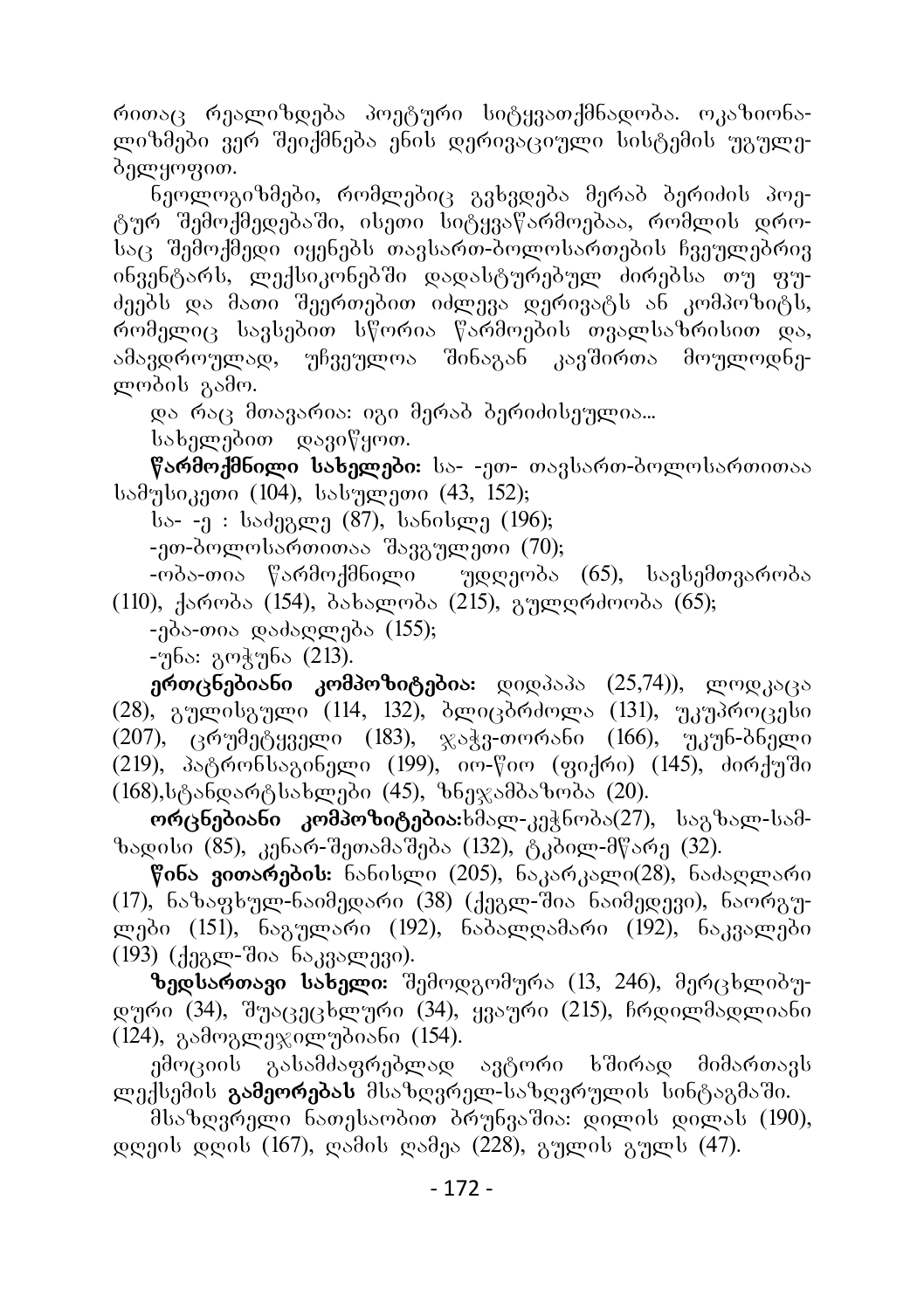რითაც რეალიზდება პოეტური სიტყვათქმნადობა. ოკაზიონალიზმები ვერ შეიქმნება ენის დერივაციული სისტემის უგულებელყოფით.

ნეოლოგიზმები, რომლებიც გვხვდება მერაბ ბერიძის პოეტურ შემოქმედებაში, ისეთი სიტყვაწარმოებაა, რომლის დროსაც შემოქმედი იყენებს თავსართ-ბოლოსართების ჩვეულებრივ ინვენტარს, ლექსიკონებში დადასტურებულ ძირებსა თუ ფუძეებს და მათი შეერთებით იძლევა დერივატს ან კომპოზიტს, რომელიც სავსებით სწორია წარმოების თვალსაზრისით და, ამავდროულად, უჩვეულოა შინაგან კავშირთა მოულოდნელობის გამო.

და რაც მთავარია: იგი მერაბ ბერიძისეულია...

სახელებით დავიწყოთ.

**წარმოქმნილი სახელები:** სა- -ეთ- თავსართ-ბოლოსართითაა სამუსიკეთი (104), სასულეთი (43, 152);

სა- -ე : საძეგლე (87), სანისლე (196);

-ეთ-ბოლოსართითაა შავგულეთი (70);

-ობა-თია წარმოქმნილი უდღეობა (65), სავსემთვარობა (110), ქარობა (154), ბახალობა (215), გულღრძოობა (65);

-ება-თია დაძაღლება (155);

-უნა: გოჭუნა (213).

**ერთცნებიანი კომპოზიტებია:** დიდპაპა (25,74)), ლოდკაცა (28), გულისგული (114, 132), ბლიცბრძოლა (131), უკუპროცესი (207), ცრუმეტყველი (183), ჯაჭვ-თორანი (166), უკუნ-ბნელი (219), პატრონსაგინელი (199), იო-წიო (ფიქრი) (145), ძირქუში (168),სტანდარტსახლები (45), ზნეჯამბაზობა (20).

**ორცნებიანი კომპოზიტებია:**ხმალ-კეჭნობა(27), საგზალ-სამზადისი (85), კენარ-შეთამაშება (132), ტკბილ-მწარე (32).

**წინა ვითარების:** ნანისლი (205), ნაკარკალი(28), ნაძაღლარი (17), ნაზაფხულ-ნაიმედარი (38) (ქეგლ-შია ნაიმედევი), ნაორგულები (151), ნაგულარი (192), ნაბალღამარი (192), ნაკვალები (193) (ქეგლ-შია ნაკვალევი).

**ზედსართავი სახელი:** შემოდგომურა (13, 246), მერცხლიბუდური (34), შუაცეცხლური (34), ყვაური (215), ჩრდილმადლიანი (124), გამოგლეჯილუბიანი (154).

ემოციის გასამძაფრებლად ავტორი ხშირად მიმართავს ლექსემის **გამეორებას** მსაზღვრელ-საზღვრულის სინტაგმაში.

მსაზღვრელი ნათესაობით ბრუნვაშია: დილის დილას (190), დღეის დღის (167), ღამის ღამეა (228), გულის გულს (47).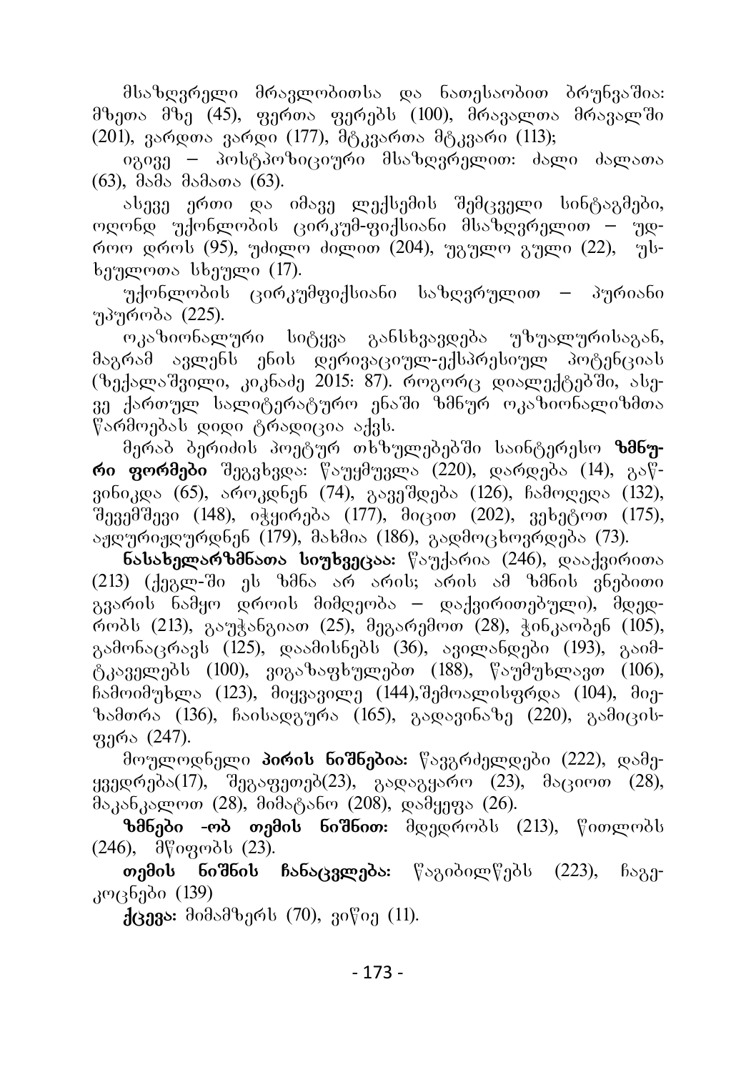მსაზღვრელი მრავლობითსა და ნათესაობით ბრუნვაშია: მზეთა მზე (45), ფერთა ფერებს (100), მრავალთა მრავალში (201), ვარდთა ვარდი (177), მტკვართა მტკვარი (113);

იგივე – პოსტპოზიციური მსაზღვრელით: ძალი ძალათა (63), მამა მამათა (63).

ასევე ერთი და იმავე ლექსემის შემცველი სინტაგმები, ოღონდ უქონლობის ცირკუმ-ფიქსიანი მსაზღვრელით – უდროო დროს (95), უძილო ძილით (204), უგულო გული (22), უსხეულოთა სხეული (17).

უქონლობის ცირკუმფიქსიანი საზღვრულით – პურიანი უპურობა (225).

ოკაზიონალური სიტყვა განსხვავდება უზუალურისაგან, მაგრამ ავლენს ენის დერივაციულ-ექსპრესიულ პოტენციას (ზექალაშვილი, კიკნაძე 2015: 87). როგორც დიალექტებში, ასევე ქართულ სალიტერატურო ენაში ზმნურ ოკაზიონალიზმთა წარმოებას დიდი ტრადიცია აქვს.

მერაბ ბერიძის პოეტურ თხზულებებში საინტერესო **ზმნური ფორმები** შეგვხვდა: წაუყმუვლა (220), დარდება (14), გაწვინიკდა (65), აროკდნენ (74), გავეშდება (126), ჩამოღელა (132), შევემშევი (148), იჭყირება (177), მიცით (202), ვეხეტოთ (175), აჟღურიჟღურდნენ (179), მახმია (186), გადმოცხოვრდება (73).

**ნასახელარზმნათა სიუხვეცაა:** წაუქარია (246), დააქვირითა (213) (ქეგლ-ში ეს ზმნა არ არის; არის ამ ზმნის ვნებითი გვარის ნამყო დროის მიმღეობა – დაქვირითებული), მდედრობს (213), გაუჭანგიათ (25), მეგარემოთ (28), ჭინკაობენ (105), გამონაცრავს (125), დაამისნებს (36), ავილანდები (193), გაიმტკაველებს (100), ვიგაზაფხულებთ (188), წაუმუხლავთ (106), ჩამოიმუხლა (123), მიყვავილე (144),შემოალისფრდა (104), მიეზამთრა (136), ჩაისადგურა (165), გადავინაზე (220), გამიცისფერა (247).

მოულოდნელი **პირის ნიშნებია:** წავგრძელდები (222), დამეყვედრება(17), შეგაფეთებ(23), გადაგყარო (23), მაციოთ (28), მაკანკალოთ (28), მიმატანო (208), დამყეფა (26).

**ზმნები -ობ თემის ნიშნით:** მდედრობს (213), წითლობს (246), მწიფობს (23).

**თემის ნიშნის ჩანაცვლება:** წაგიბილწებს (223), ჩაგეკოცნები (139)

**ქცევა:** მიმამზერს (70), ვიწიე (11).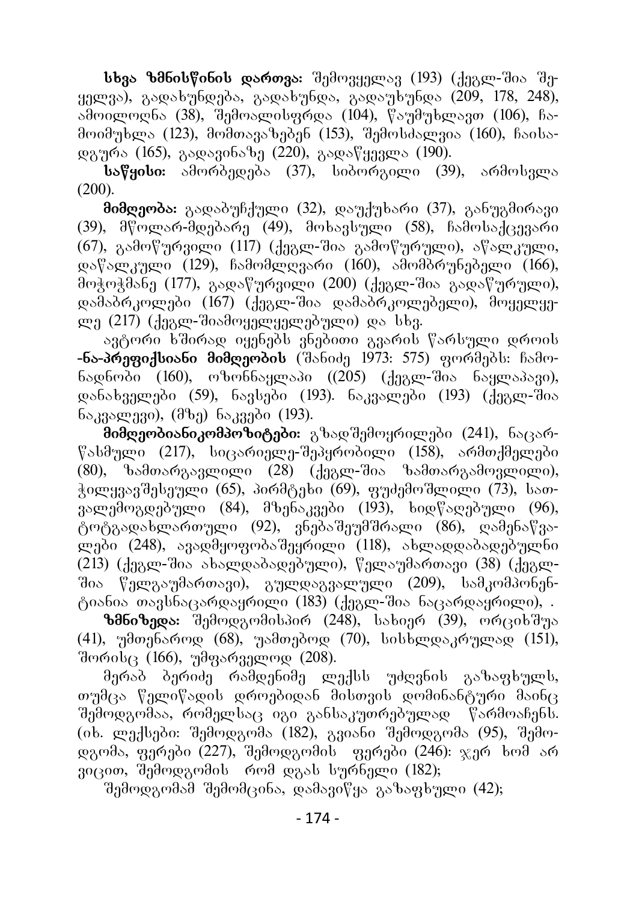**სხვა ზმნისწინის დართვა:** შემოვყელავ (193) (ქეგლ-შია შეყელვა), გადახუნდება, გადახუნდა, გადაუხუნდა (209, 178, 248), ამოილოღნა (38), შემოალისფრდა (104), წაუმუხლავთ (106), ჩამოიმუხლა (123), მომთავაზებენ (153), შემოსძალვია (160), ჩაისადგურა (165), გადავინაზე (220), გადაწყევლა (190).

**საწყისი:** ამორბედება (37), სიბორგილი (39), არმოსვლა (200).

**მიმღეობა:** გადაბუჩქული (32), დაუქუხარი (37), განუგმირავი (39), მწოლარ-მდებარე (49), მოხავსული (58), ჩამოსაქცევარი (67), გამოწურვილი (117) (ქეგლ-შია გამოწურული), აწალკული, დაწალკული (129), ჩამომღდვარი (160), ამომბრუნებელი (166), მოჭოჭმანე (177), გადაწურვილი (200) (ქეგლ-შია გადაწურული), დამაბრკოლები (167) (ქეგლ-შია დამაბრკოლებელი), მოყელყელე (217) (ქეგლ-შიამოყელყელებული) და სხვ.

ავტორი ხშირად იყენებს ვნებითი გვარის წარსული დროის **-ნა-პრეფიქსიანი მიმღეობის** (შანიძე 1973: 575) ფორმებს: ჩამონადნობი (160), ოზონნაყლაპი ((205) (ქეგლ-შია ნაყლაპავი), დანახველები (59), ნავსები (193). ნაკვალები (193) (ქეგლ-შია ნაკვალევი), (მზე) ნაკვები (193).

**მიმღეობიანიკომპოზიტები:** გზადშემოყრილები (241), ნაცარწასმული (217), სიცარიელე-შეპყრობილი (158), არმთქმელები (80), ზამთარგავლილი (28) (ქეგლ-შია ზამთარგამოვლილი), ჭილყვავშესეული (65), პირმტეხი (69), ფუძემოშლილი (73), სათვალემოგდებული (84), მზენაკვები (193), ხიდწაღებული (96), ტოტგადახლართული (92), ვნებაშეუმშრალი (86), ღამენაწვალები (248), ავადმყოფობაშეყრილი (118), ახლადდაბადებულნი (213) (ქეგლ-შია ახალდაბადებული), წელაუმართავი (38) (ქეგლ-შია წელგაუმართავი), გულდაგვალული (209), სამკომპონენტიანია თავსნაცარდაყრილი (183) (ქეგლ-შია ნაცარდაყრილი), .

**ზმნიზედა:** შემოდგომისპირ (248), სახიერ (39), ორციხშუა (41), უმთენაროდ (68), უამთებოდ (70), სისხლდაკრულად (151), შორისც (166), უმფარველოდ (208).

მერაბ ბერიძე რამდენიმე ლექსს უძღვნის გაზაფხულს, თუმცა წელიწადის დროებიდან მისთვის დომინანტური მაინც შემოდგომაა, რომელსაც იგი განსაკუთრებულად წარმოაჩენს. (იხ. ლექსები: შემოდგომა (182), გვიანი შემოდგომა (95), შემოდგომა, ფერები (227), შემოდგომის ფერები (246): ჯერ ხომ არ ვიცით, შემოდგომის რომ დგას სურნელი (182);

შემოდგომამ შემომცინა, დამავიწყა გაზაფხული (42);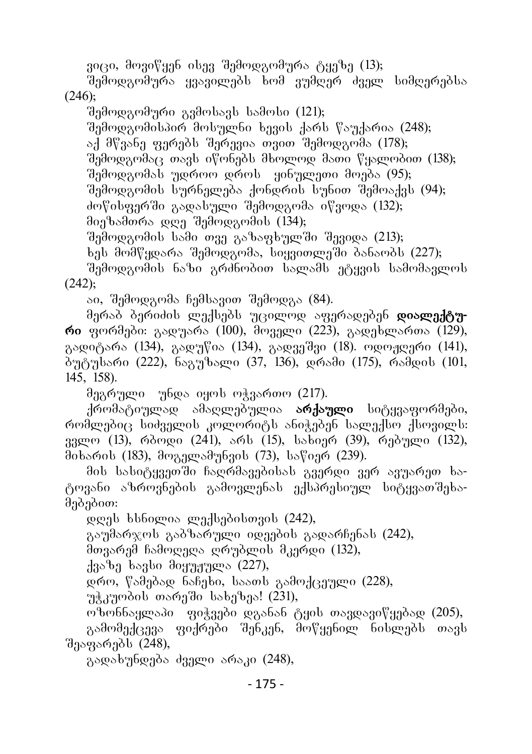ვიცი, მოვიწყენ ისევ შემოდგომურა ტყეზე (13);

შემოდგომურა ყვავილებს ხომ ვუმღერ ძველ სიმღერებსა (246);

შემოდგომური გვმოსავს სამოსი (121);

შემოდგომისპირ მოსულნი ხევის ქარს წაუქარია (248);

აქ მწვანე ფერებს შერევია თვით შემოდგომა (178);

შემოდგომაც თავს იწონებს მხოლოდ მათი წყალობით (138);

შემოდგომას უდროო დროს ყინულეთი მოება (95);

შემოდგომის სურნელება ქონდრის სუნით შემოაქვს (94);

ძოწისფერში გადასული შემოდგომა იწვოდა (132);

მიეზამთრა დღე შემოდგომის (134);

შემოდგომის სამი თვე გაზაფხულში შევიდა (213);

ხეს მომწყდარა შემოდგომა, სიყვითლეში ბანაობს (227);

შემოდგომის ნაზი გრძნობით სალამს ეტყვის სამომავლოს (242);

აი, შემოდგომა ჩემსავით შემოდგა (84).

მერაბ ბერიძის ლექსებს უცილოდ აფერადებენ **დიალექტური** ფორმები: გადუარა (100), მოველი (223), გადეხლართა (129), გადიტარა (134), გადუწია (134), გადვეშვი (18). ოდოჟღერი (141), ბუტუსარი (222), ნაგუზალი (37, 136), დრამი (175), რამდის (101, 145, 158).

მეგრული უნდა იყოს ოჭვართო (217).

ქრომატიულად ამაღლებულია **არქაული** სიტყვაფორმები, რომლებიც სიძველის კოლორიტს ანიჭებენ სალექსო ქსოვილს: ვვლო (13), რბოდი (241), არს (15), სახიერ (39), რებული (132), მიხარის (183), მოგელამუნვის (73), საწიერ (239).

მის სასიტყვეთში ჩაღრმავებისას გვერდი ვერ ავუარეთ ხატოვანი აზროვნების გამოვლენას ექსპრესიულ სიტყვათშეხამებებით:

დღეს ხსნილია ლექსებისთვის (242),

გაუმარჯოს გაბზარული იდეების გადარჩენას (242),

მთვარემ ჩამოღეღა ღრუბლის მკერდი (132),

ქვაზე ხავსი მიყუჟულა (227),

დრო, წამებად ნაჩეხი, საათს გამოქცეული (228),

უჭკუობის თარეში სახეზეა! (231),

ოზონნაყლაპი ფიჭვები დგანან ტყის თავდავიწყებად (205),

გამომექცევა ფიქრები შენკენ, მოწყენილ ნისლებს თავს შეაფარებს (248),

გადახუნდება ძველი არაკი (248),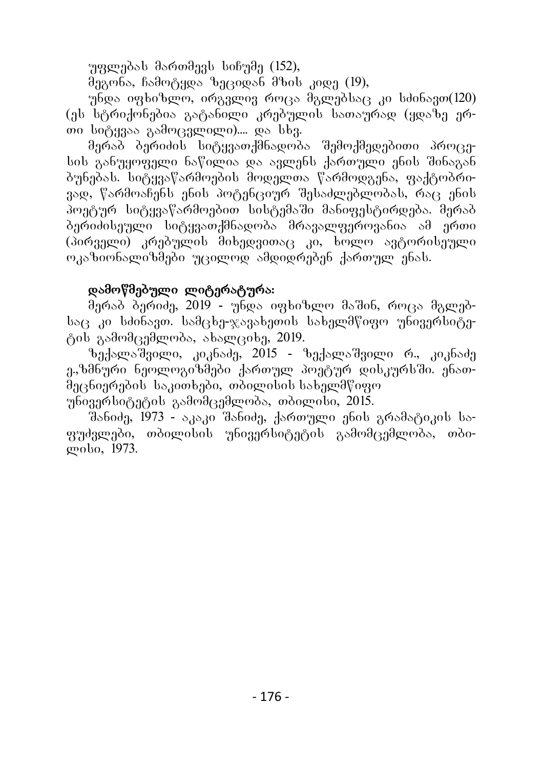უფლებას მართმევს სიჩუმე (152),

მეგონა, ჩამოტყდა ზეციდან მზის კიდე (19),

უნდა იფხიზლო, ირგვლივ როცა მგლებსაც კი სძინავთ(120) (ეს სტრიქონებია გატანილი კრებულის სათაურად (ყდაზე ერთი სიტყვაა გამოცვლილი).... და სხვ.

მერაბ ბერიძის სიტყვათქმნადობა შემოქმედებითი პროცესის განუყოფელი ნაწილია და ავლენს ქართული ენის შინაგან ბუნებას. სიტყვაწარმოების მოდელთა წარმოდგენა, ფაქტობრივად, წარმოაჩენს ენის პოტენციურ შესაძლებლობას, რაც ენის პოეტურ სიტყვაწარმოებით სისტემაში მანიფესტირდება. მერაბ ბერიძისეული სიტყვათქმნადობა მრავალფეროვანია ამ ერთი (პირველი) კრებულის მიხედვითაც კი, ხოლო ავტორისეული ოკაზიონალიზმები უცილოდ ამდიდრებენ ქართულ ენას.

**დამოწმებული ლიტერატურა:**

მერაბ ბერიძე, 2019 - უნდა იფხიზლო მაშინ, როცა მგლებსაც კი სძინავთ. სამცხე-ჯავახეთის სახელმწიფო უნივერსიტეტის გამომცემლობა, ახალციხე, 2019.

ზექალაშვილი, კიკნაძე, 2015 - ზექალაშვილი რ., კიკნაძე ე.,ზმნური ნეოლოგიზმები ქართულ პოეტურ დისკურსში. ენათმეცნიერების საკითხები, თბილისის სახელმწიფო უნივერსიტეტის გამომცემლობა, თბილისი, 2015.

შანიძე, 1973 - აკაკი შანიძე, ქართული ენის გრამატიკის საფუძვლები, თბილისის უნივერსიტეტის გამომცემლობა, თბილისი, 1973.